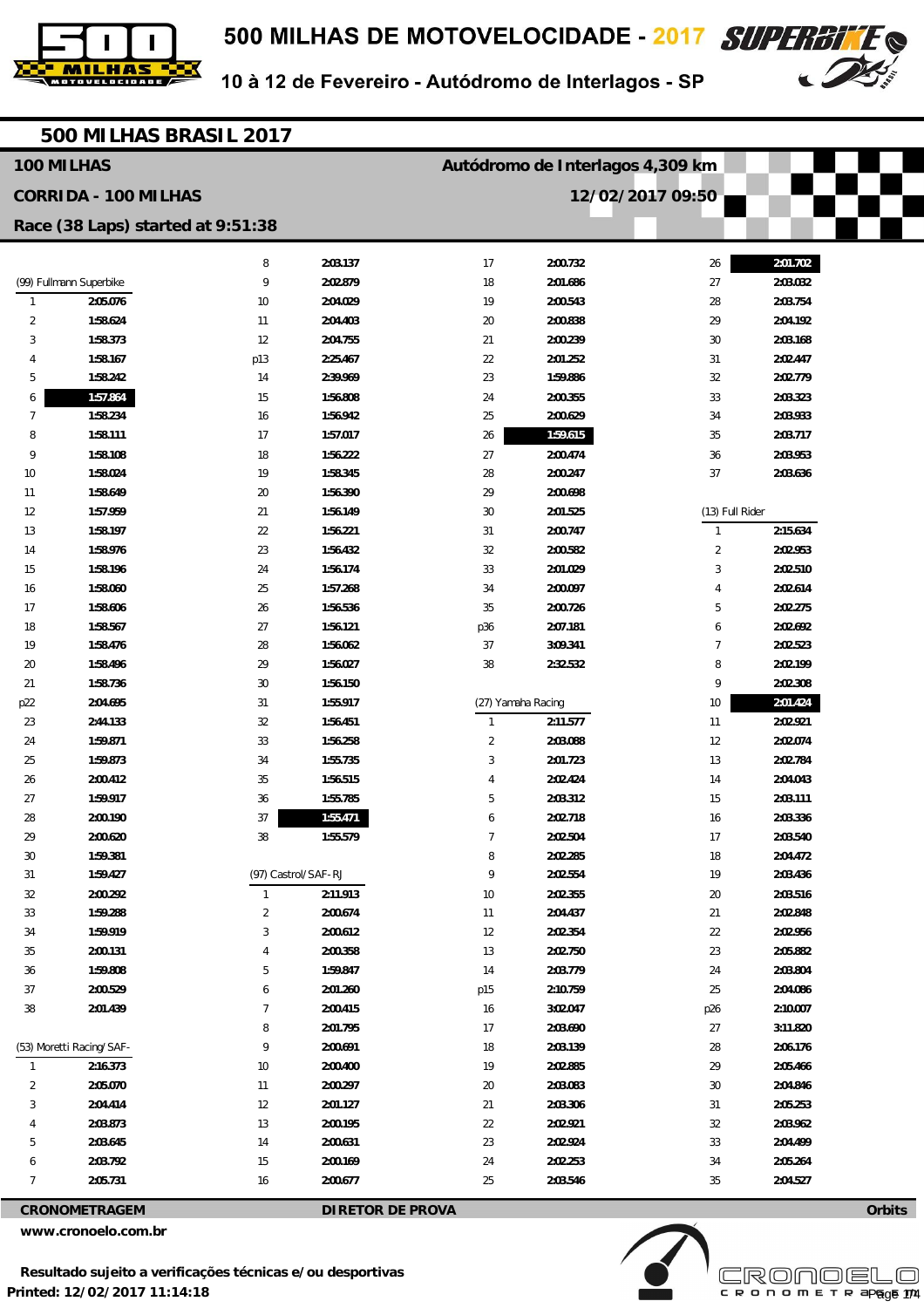# 500 MILHAS DE MOTOVELOCIDADE - 2017

10 à 12 de Fevereiro - Autódromo de Interlagos - SP

## 500 MILHAS BRASIL 2017

**100 MILHAS** — **Autódromo de Interlagos 4,309 km**

**CORRIDA - 100 MILHAS** — **12/02/2017 09:50**

**Race (38 Laps) started at 9:51:38**

### (99) Fullmann Superbike

| Lap | Time |
|---|---|
| 1 | 2:05.076 |
| 2 | 1:58.624 |
| 3 | 1:58.373 |
| 4 | 1:58.167 |
| 5 | 1:58.242 |
| 6 | **1:57.864** |
| 7 | 1:58.234 |
| 8 | 1:58.111 |
| 9 | 1:58.108 |
| 10 | 1:58.024 |
| 11 | 1:58.649 |
| 12 | 1:57.959 |
| 13 | 1:58.197 |
| 14 | 1:58.976 |
| 15 | 1:58.196 |
| 16 | 1:58.060 |
| 17 | 1:58.606 |
| 18 | 1:58.567 |
| 19 | 1:58.476 |
| 20 | 1:58.496 |
| 21 | 1:58.736 |
| p22 | 2:04.695 |
| 23 | 2:44.133 |
| 24 | 1:59.871 |
| 25 | 1:59.873 |
| 26 | 2:00.412 |
| 27 | 1:59.917 |
| 28 | 2:00.190 |
| 29 | 2:00.620 |
| 30 | 1:59.381 |
| 31 | 1:59.427 |
| 32 | 2:00.292 |
| 33 | 1:59.288 |
| 34 | 1:59.919 |
| 35 | 2:00.131 |
| 36 | 1:59.808 |
| 37 | 2:00.529 |
| 38 | 2:01.439 |

### (53) Moretti Racing/SAF-

| Lap | Time |
|---|---|
| 1 | 2:16.373 |
| 2 | 2:05.070 |
| 3 | 2:04.414 |
| 4 | 2:03.873 |
| 5 | 2:03.645 |
| 6 | 2:03.792 |
| 7 | 2:05.731 |
| 8 | 2:03.137 |
| 9 | 2:02.879 |
| 10 | 2:04.029 |
| 11 | 2:04.403 |
| 12 | 2:04.755 |
| p13 | 2:25.467 |
| 14 | 2:39.969 |
| 15 | 1:56.808 |
| 16 | 1:56.942 |
| 17 | 1:57.017 |
| 18 | 1:56.222 |
| 19 | 1:58.345 |
| 20 | 1:56.390 |
| 21 | 1:56.149 |
| 22 | 1:56.221 |
| 23 | 1:56.432 |
| 24 | 1:56.174 |
| 25 | 1:57.268 |
| 26 | 1:56.536 |
| 27 | 1:56.121 |
| 28 | 1:56.062 |
| 29 | 1:56.027 |
| 30 | 1:56.150 |
| 31 | 1:55.917 |
| 32 | 1:56.451 |
| 33 | 1:56.258 |
| 34 | 1:55.735 |
| 35 | 1:56.515 |
| 36 | 1:55.785 |
| 37 | **1:55.471** |
| 38 | 1:55.579 |

### (97) Castrol/SAF-RJ

| Lap | Time |
|---|---|
| 1 | 2:11.913 |
| 2 | 2:00.674 |
| 3 | 2:00.612 |
| 4 | 2:00.358 |
| 5 | 1:59.847 |
| 6 | 2:01.260 |
| 7 | 2:00.415 |
| 8 | 2:01.795 |
| 9 | 2:00.691 |
| 10 | 2:00.400 |
| 11 | 2:00.297 |
| 12 | 2:01.127 |
| 13 | 2:00.195 |
| 14 | 2:00.631 |
| 15 | 2:00.169 |
| 16 | 2:00.677 |
| 17 | 2:00.732 |
| 18 | 2:01.686 |
| 19 | 2:00.543 |
| 20 | 2:00.838 |
| 21 | 2:00.239 |
| 22 | 2:01.252 |
| 23 | 1:59.886 |
| 24 | 2:00.355 |
| 25 | 2:00.629 |
| 26 | **1:59.615** |
| 27 | 2:00.474 |
| 28 | 2:00.247 |
| 29 | 2:00.698 |
| 30 | 2:01.525 |
| 31 | 2:00.747 |
| 32 | 2:00.582 |
| 33 | 2:01.029 |
| 34 | 2:00.097 |
| 35 | 2:00.726 |
| p36 | 2:07.181 |
| 37 | 3:09.341 |
| 38 | 2:32.532 |

### (27) Yamaha Racing

| Lap | Time |
|---|---|
| 1 | 2:11.577 |
| 2 | 2:03.088 |
| 3 | 2:01.723 |
| 4 | 2:02.424 |
| 5 | 2:03.312 |
| 6 | 2:02.718 |
| 7 | 2:02.504 |
| 8 | 2:02.285 |
| 9 | 2:02.554 |
| 10 | 2:02.355 |
| 11 | 2:04.437 |
| 12 | 2:02.354 |
| 13 | 2:02.750 |
| 14 | 2:03.779 |
| p15 | 2:10.759 |
| 16 | 3:02.047 |
| 17 | 2:03.690 |
| 18 | 2:03.139 |
| 19 | 2:02.885 |
| 20 | 2:03.083 |
| 21 | 2:03.306 |
| 22 | 2:02.921 |
| 23 | 2:02.924 |
| 24 | 2:02.253 |
| 25 | 2:03.546 |
| 26 | **2:01.702** |
| 27 | 2:03.032 |
| 28 | 2:03.754 |
| 29 | 2:04.192 |
| 30 | 2:03.168 |
| 31 | 2:02.447 |
| 32 | 2:02.779 |
| 33 | 2:03.323 |
| 34 | 2:03.933 |
| 35 | 2:03.717 |
| 36 | 2:03.953 |
| 37 | 2:03.636 |

### (13) Full Rider

| Lap | Time |
|---|---|
| 1 | 2:15.634 |
| 2 | 2:02.953 |
| 3 | 2:02.510 |
| 4 | 2:02.614 |
| 5 | 2:02.275 |
| 6 | 2:02.692 |
| 7 | 2:02.523 |
| 8 | 2:02.199 |
| 9 | 2:02.308 |
| 10 | **2:01.424** |
| 11 | 2:02.921 |
| 12 | 2:02.074 |
| 13 | 2:02.784 |
| 14 | 2:04.043 |
| 15 | 2:03.111 |
| 16 | 2:03.336 |
| 17 | 2:03.540 |
| 18 | 2:04.472 |
| 19 | 2:03.436 |
| 20 | 2:03.516 |
| 21 | 2:02.848 |
| 22 | 2:02.956 |
| 23 | 2:05.882 |
| 24 | 2:03.804 |
| 25 | 2:04.086 |
| p26 | 2:10.007 |
| 27 | 3:11.820 |
| 28 | 2:06.176 |
| 29 | 2:05.466 |
| 30 | 2:04.846 |
| 31 | 2:05.253 |
| 32 | 2:03.962 |
| 33 | 2:04.499 |
| 34 | 2:05.264 |
| 35 | 2:04.527 |

**CRONOMETRAGEM** — **DIRETOR DE PROVA** — **Orbits**

www.cronoelo.com.br

**Resultado sujeito a verificações técnicas e/ou desportivas**

**Printed: 12/02/2017 11:14:18**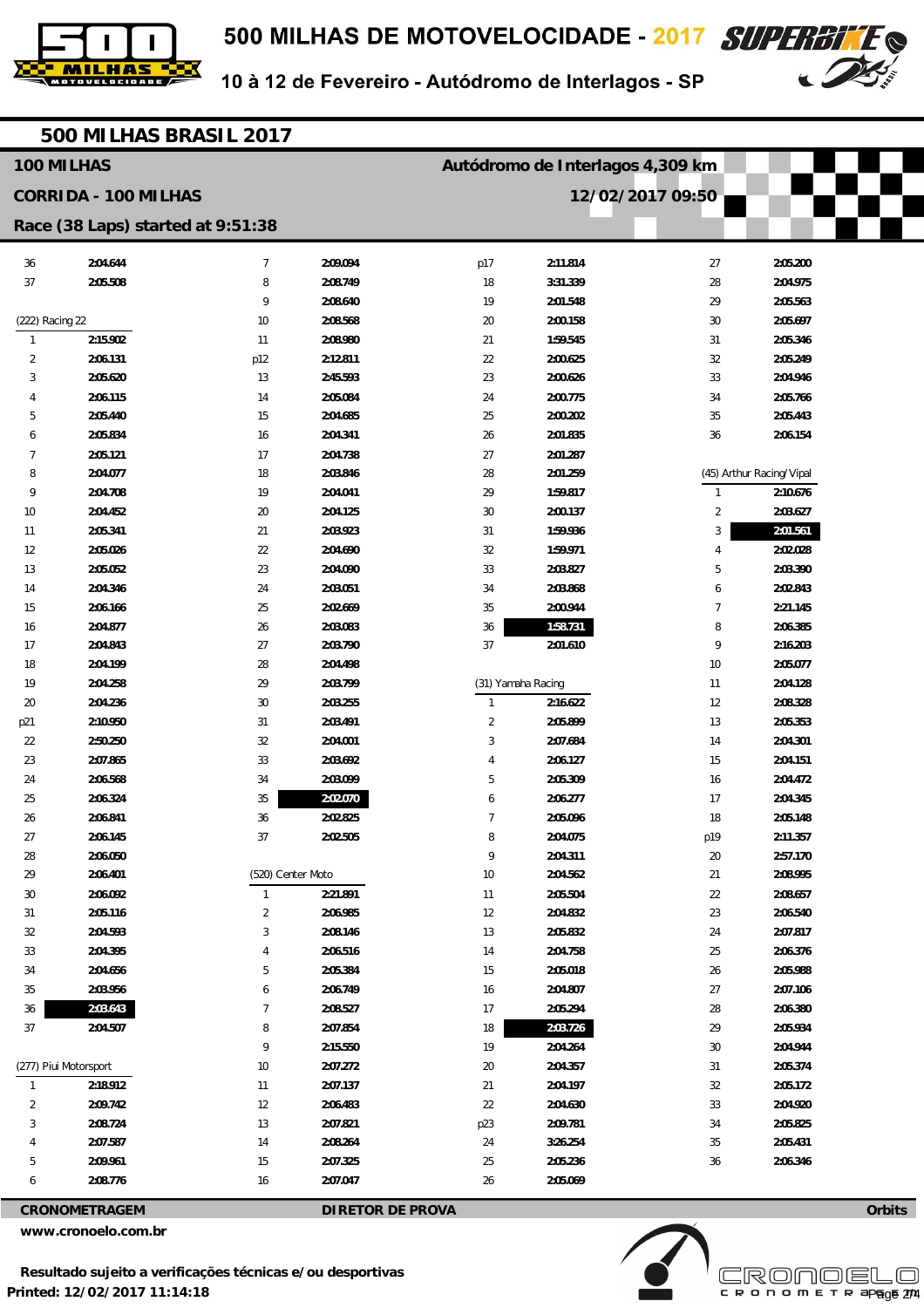# 500 MILHAS DE MOTOVELOCIDADE - 2017

10 à 12 de Fevereiro - Autódromo de Interlagos - SP

## 500 MILHAS BRASIL 2017

**100 MILHAS** — **Autódromo de Interlagos 4,309 km**

**CORRIDA - 100 MILHAS** — **12/02/2017 09:50**

**Race (38 Laps) started at 9:51:38**

| Lap | Time |
|---|---|
| 36 | 2:04.644 |
| 37 | 2:05.508 |

**(222) Racing 22**

| Lap | Time |
|---|---|
| 1 | 2:15.902 |
| 2 | 2:06.131 |
| 3 | 2:05.620 |
| 4 | 2:06.115 |
| 5 | 2:05.440 |
| 6 | 2:05.834 |
| 7 | 2:05.121 |
| 8 | 2:04.077 |
| 9 | 2:04.708 |
| 10 | 2:04.452 |
| 11 | 2:05.341 |
| 12 | 2:05.026 |
| 13 | 2:05.052 |
| 14 | 2:04.346 |
| 15 | 2:06.166 |
| 16 | 2:04.877 |
| 17 | 2:04.843 |
| 18 | 2:04.199 |
| 19 | 2:04.258 |
| 20 | 2:04.236 |
| p21 | 2:10.950 |
| 22 | 2:50.250 |
| 23 | 2:07.865 |
| 24 | 2:06.568 |
| 25 | 2:06.324 |
| 26 | 2:06.841 |
| 27 | 2:06.145 |
| 28 | 2:06.050 |
| 29 | 2:06.401 |
| 30 | 2:06.092 |
| 31 | 2:05.116 |
| 32 | 2:04.593 |
| 33 | 2:04.395 |
| 34 | 2:04.656 |
| 35 | 2:03.956 |
| 36 | **2:03.643** |
| 37 | 2:04.507 |

**(277) Piui Motorsport**

| Lap | Time |
|---|---|
| 1 | 2:18.912 |
| 2 | 2:09.742 |
| 3 | 2:08.724 |
| 4 | 2:07.587 |
| 5 | 2:09.961 |
| 6 | 2:08.776 |
| 7 | 2:09.094 |
| 8 | 2:08.749 |
| 9 | 2:08.640 |
| 10 | 2:08.568 |
| 11 | 2:08.980 |
| p12 | 2:12.811 |
| 13 | 2:45.593 |
| 14 | 2:05.084 |
| 15 | 2:04.685 |
| 16 | 2:04.341 |
| 17 | 2:04.738 |
| 18 | 2:03.846 |
| 19 | 2:04.041 |
| 20 | 2:04.125 |
| 21 | 2:03.923 |
| 22 | 2:04.690 |
| 23 | 2:04.090 |
| 24 | 2:03.051 |
| 25 | 2:02.669 |
| 26 | 2:03.083 |
| 27 | 2:03.790 |
| 28 | 2:04.498 |
| 29 | 2:03.799 |
| 30 | 2:03.255 |
| 31 | 2:03.491 |
| 32 | 2:04.001 |
| 33 | 2:03.692 |
| 34 | 2:03.099 |
| 35 | **2:02.070** |
| 36 | 2:02.825 |
| 37 | 2:02.505 |

**(520) Center Moto**

| Lap | Time |
|---|---|
| 1 | 2:21.891 |
| 2 | 2:06.985 |
| 3 | 2:08.146 |
| 4 | 2:06.516 |
| 5 | 2:05.384 |
| 6 | 2:06.749 |
| 7 | 2:08.527 |
| 8 | 2:07.854 |
| 9 | 2:15.550 |
| 10 | 2:07.272 |
| 11 | 2:07.137 |
| 12 | 2:06.483 |
| 13 | 2:07.821 |
| 14 | 2:08.264 |
| 15 | 2:07.325 |
| 16 | 2:07.047 |
| p17 | 2:11.814 |
| 18 | 3:31.339 |
| 19 | 2:01.548 |
| 20 | 2:00.158 |
| 21 | 1:59.545 |
| 22 | 2:00.625 |
| 23 | 2:00.626 |
| 24 | 2:00.775 |
| 25 | 2:00.202 |
| 26 | 2:01.835 |
| 27 | 2:01.287 |
| 28 | 2:01.259 |
| 29 | 1:59.817 |
| 30 | 2:00.137 |
| 31 | 1:59.936 |
| 32 | 1:59.971 |
| 33 | 2:03.827 |
| 34 | 2:03.868 |
| 35 | 2:00.944 |
| 36 | **1:58.731** |
| 37 | 2:01.610 |

**(31) Yamaha Racing**

| Lap | Time |
|---|---|
| 1 | 2:16.622 |
| 2 | 2:05.899 |
| 3 | 2:07.684 |
| 4 | 2:06.127 |
| 5 | 2:05.309 |
| 6 | 2:06.277 |
| 7 | 2:05.096 |
| 8 | 2:04.075 |
| 9 | 2:04.311 |
| 10 | 2:04.562 |
| 11 | 2:05.504 |
| 12 | 2:04.832 |
| 13 | 2:05.832 |
| 14 | 2:04.758 |
| 15 | 2:05.018 |
| 16 | 2:04.807 |
| 17 | 2:05.294 |
| 18 | **2:03.726** |
| 19 | 2:04.264 |
| 20 | 2:04.357 |
| 21 | 2:04.197 |
| 22 | 2:04.630 |
| p23 | 2:09.781 |
| 24 | 3:26.254 |
| 25 | 2:05.236 |
| 26 | 2:05.069 |
| 27 | 2:05.200 |
| 28 | 2:04.975 |
| 29 | 2:05.563 |
| 30 | 2:05.697 |
| 31 | 2:05.346 |
| 32 | 2:05.249 |
| 33 | 2:04.946 |
| 34 | 2:05.766 |
| 35 | 2:05.443 |
| 36 | 2:06.154 |

**(45) Arthur Racing/Vipal**

| Lap | Time |
|---|---|
| 1 | 2:10.676 |
| 2 | 2:03.627 |
| 3 | **2:01.561** |
| 4 | 2:02.028 |
| 5 | 2:03.390 |
| 6 | 2:02.843 |
| 7 | 2:21.145 |
| 8 | 2:06.385 |
| 9 | 2:16.203 |
| 10 | 2:05.077 |
| 11 | 2:04.128 |
| 12 | 2:08.328 |
| 13 | 2:05.353 |
| 14 | 2:04.301 |
| 15 | 2:04.151 |
| 16 | 2:04.472 |
| 17 | 2:04.345 |
| 18 | 2:05.148 |
| p19 | 2:11.357 |
| 20 | 2:57.170 |
| 21 | 2:08.995 |
| 22 | 2:08.657 |
| 23 | 2:06.540 |
| 24 | 2:07.817 |
| 25 | 2:06.376 |
| 26 | 2:05.988 |
| 27 | 2:07.106 |
| 28 | 2:06.380 |
| 29 | 2:05.934 |
| 30 | 2:04.944 |
| 31 | 2:05.374 |
| 32 | 2:05.172 |
| 33 | 2:04.920 |
| 34 | 2:05.825 |
| 35 | 2:05.431 |
| 36 | 2:06.346 |

**CRONOMETRAGEM** — **DIRETOR DE PROVA** — **Orbits**

**www.cronoelo.com.br**

**Resultado sujeito a verificações técnicas e/ou desportivas**

**Printed: 12/02/2017 11:14:18**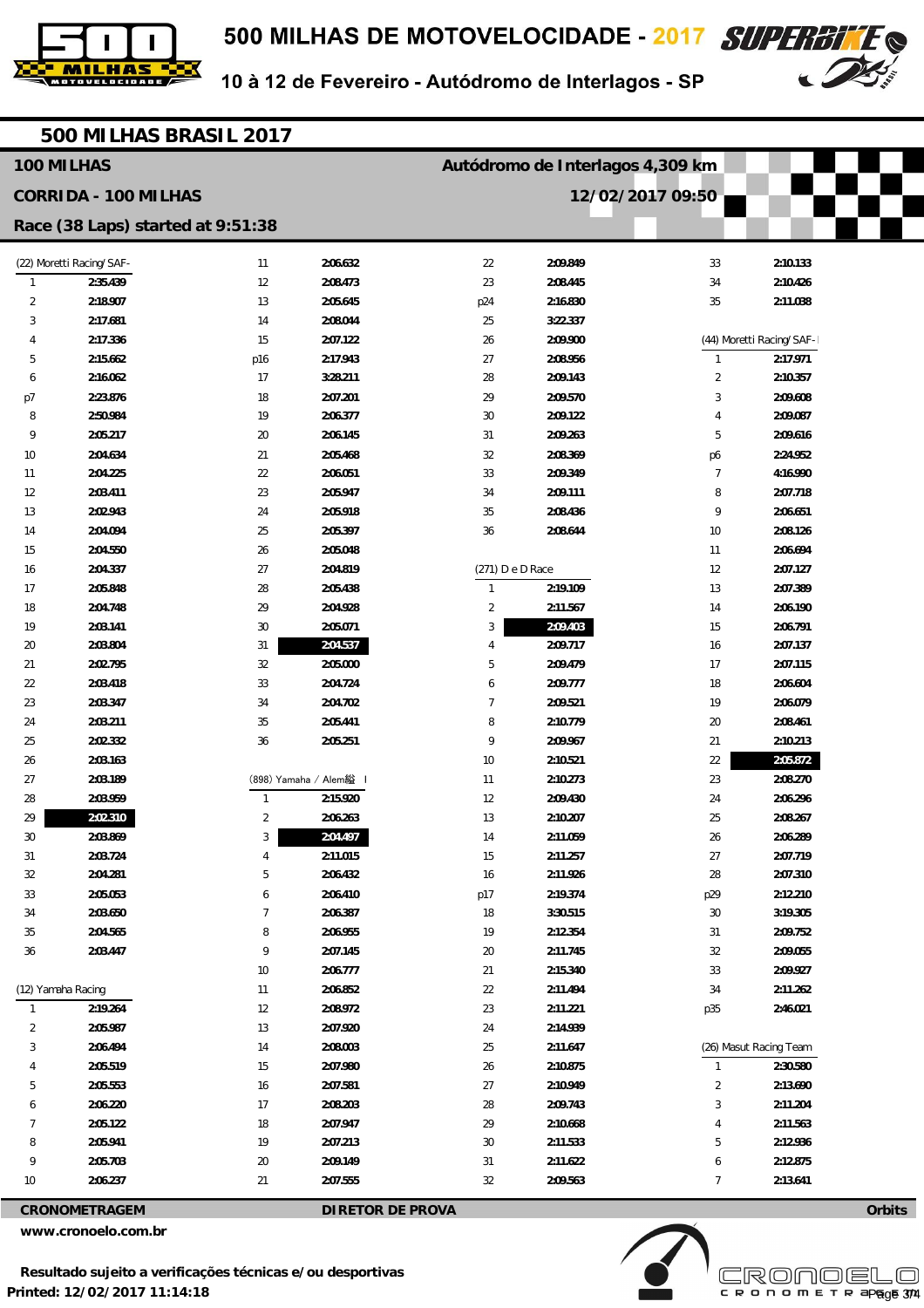# 500 MILHAS DE MOTOVELOCIDADE - 2017

10 à 12 de Fevereiro - Autódromo de Interlagos - SP

## 500 MILHAS BRASIL 2017

**100 MILHAS** — **Autódromo de Interlagos 4,309 km**

**CORRIDA - 100 MILHAS** — **12/02/2017 09:50**

**Race (38 Laps) started at 9:51:38**

### (22) Moretti Racing/SAF-

| Lap | Time |
|---|---|
| 1 | 2:35.439 |
| 2 | 2:18.907 |
| 3 | 2:17.681 |
| 4 | 2:17.336 |
| 5 | 2:15.662 |
| 6 | 2:16.062 |
| p7 | 2:23.876 |
| 8 | 2:50.984 |
| 9 | 2:05.217 |
| 10 | 2:04.634 |
| 11 | 2:04.225 |
| 12 | 2:03.411 |
| 13 | 2:02.943 |
| 14 | 2:04.094 |
| 15 | 2:04.550 |
| 16 | 2:04.337 |
| 17 | 2:05.848 |
| 18 | 2:04.748 |
| 19 | 2:03.141 |
| 20 | 2:03.804 |
| 21 | 2:02.795 |
| 22 | 2:03.418 |
| 23 | 2:03.347 |
| 24 | 2:03.211 |
| 25 | 2:02.332 |
| 26 | 2:03.163 |
| 27 | 2:03.189 |
| 28 | 2:03.959 |
| 29 | **2:02.310** |
| 30 | 2:03.869 |
| 31 | 2:03.724 |
| 32 | 2:04.281 |
| 33 | 2:05.053 |
| 34 | 2:03.650 |
| 35 | 2:04.565 |
| 36 | 2:03.447 |

### (12) Yamaha Racing

| Lap | Time |
|---|---|
| 1 | 2:19.264 |
| 2 | 2:05.987 |
| 3 | 2:06.494 |
| 4 | 2:05.519 |
| 5 | 2:05.553 |
| 6 | 2:06.220 |
| 7 | 2:05.122 |
| 8 | 2:05.941 |
| 9 | 2:05.703 |
| 10 | 2:06.237 |
| 11 | 2:06.632 |
| 12 | 2:08.473 |
| 13 | 2:05.645 |
| 14 | 2:08.044 |
| 15 | 2:07.122 |
| p16 | 2:17.943 |
| 17 | 3:28.211 |
| 18 | 2:07.201 |
| 19 | 2:06.377 |
| 20 | 2:06.145 |
| 21 | 2:05.468 |
| 22 | 2:06.051 |
| 23 | 2:05.947 |
| 24 | 2:05.918 |
| 25 | 2:05.397 |
| 26 | 2:05.048 |
| 27 | 2:04.819 |
| 28 | 2:05.438 |
| 29 | 2:04.928 |
| 30 | 2:05.071 |
| 31 | **2:04.537** |
| 32 | 2:05.000 |
| 33 | 2:04.724 |
| 34 | 2:04.702 |
| 35 | 2:05.441 |
| 36 | 2:05.251 |

### (898) Yamaha / Alem総 I

| Lap | Time |
|---|---|
| 1 | 2:15.920 |
| 2 | 2:06.263 |
| 3 | **2:04.497** |
| 4 | 2:11.015 |
| 5 | 2:06.432 |
| 6 | 2:06.410 |
| 7 | 2:06.387 |
| 8 | 2:06.955 |
| 9 | 2:07.145 |
| 10 | 2:06.777 |
| 11 | 2:06.852 |
| 12 | 2:08.972 |
| 13 | 2:07.920 |
| 14 | 2:08.003 |
| 15 | 2:07.980 |
| 16 | 2:07.581 |
| 17 | 2:08.203 |
| 18 | 2:07.947 |
| 19 | 2:07.213 |
| 20 | 2:09.149 |
| 21 | 2:07.555 |
| 22 | 2:09.849 |
| 23 | 2:08.445 |
| p24 | 2:16.830 |
| 25 | 3:22.337 |
| 26 | 2:09.900 |
| 27 | 2:08.956 |
| 28 | 2:09.143 |
| 29 | 2:09.570 |
| 30 | 2:09.122 |
| 31 | 2:09.263 |
| 32 | 2:08.369 |
| 33 | 2:09.349 |
| 34 | 2:09.111 |
| 35 | 2:08.436 |
| 36 | 2:08.644 |

### (271) D e D Race

| Lap | Time |
|---|---|
| 1 | 2:19.109 |
| 2 | 2:11.567 |
| 3 | **2:09.403** |
| 4 | 2:09.717 |
| 5 | 2:09.479 |
| 6 | 2:09.777 |
| 7 | 2:09.521 |
| 8 | 2:10.779 |
| 9 | 2:09.967 |
| 10 | 2:10.521 |
| 11 | 2:10.273 |
| 12 | 2:09.430 |
| 13 | 2:10.207 |
| 14 | 2:11.059 |
| 15 | 2:11.257 |
| 16 | 2:11.926 |
| p17 | 2:19.374 |
| 18 | 3:30.515 |
| 19 | 2:12.354 |
| 20 | 2:11.745 |
| 21 | 2:15.340 |
| 22 | 2:11.494 |
| 23 | 2:11.221 |
| 24 | 2:14.939 |
| 25 | 2:11.647 |
| 26 | 2:10.875 |
| 27 | 2:10.949 |
| 28 | 2:09.743 |
| 29 | 2:10.668 |
| 30 | 2:11.533 |
| 31 | 2:11.622 |
| 32 | 2:09.563 |
| 33 | 2:10.133 |
| 34 | 2:10.426 |
| 35 | 2:11.038 |

### (44) Moretti Racing/SAF-I

| Lap | Time |
|---|---|
| 1 | 2:17.971 |
| 2 | 2:10.357 |
| 3 | 2:09.608 |
| 4 | 2:09.087 |
| 5 | 2:09.616 |
| p6 | 2:24.952 |
| 7 | 4:16.990 |
| 8 | 2:07.718 |
| 9 | 2:06.651 |
| 10 | 2:08.126 |
| 11 | 2:06.694 |
| 12 | 2:07.127 |
| 13 | 2:07.389 |
| 14 | 2:06.190 |
| 15 | 2:06.791 |
| 16 | 2:07.137 |
| 17 | 2:07.115 |
| 18 | 2:06.604 |
| 19 | 2:06.079 |
| 20 | 2:08.461 |
| 21 | 2:10.213 |
| 22 | **2:05.872** |
| 23 | 2:08.270 |
| 24 | 2:06.296 |
| 25 | 2:08.267 |
| 26 | 2:06.289 |
| 27 | 2:07.719 |
| 28 | 2:07.310 |
| p29 | 2:12.210 |
| 30 | 3:19.305 |
| 31 | 2:09.752 |
| 32 | 2:09.055 |
| 33 | 2:09.927 |
| 34 | 2:11.262 |
| p35 | 2:46.021 |

### (26) Masut Racing Team

| Lap | Time |
|---|---|
| 1 | 2:30.580 |
| 2 | 2:13.690 |
| 3 | 2:11.204 |
| 4 | 2:11.563 |
| 5 | 2:12.936 |
| 6 | 2:12.875 |
| 7 | 2:13.641 |

**CRONOMETRAGEM** — **DIRETOR DE PROVA** — **Orbits**

www.cronoelo.com.br

**Resultado sujeito a verificações técnicas e/ou desportivas**

**Printed: 12/02/2017 11:14:18**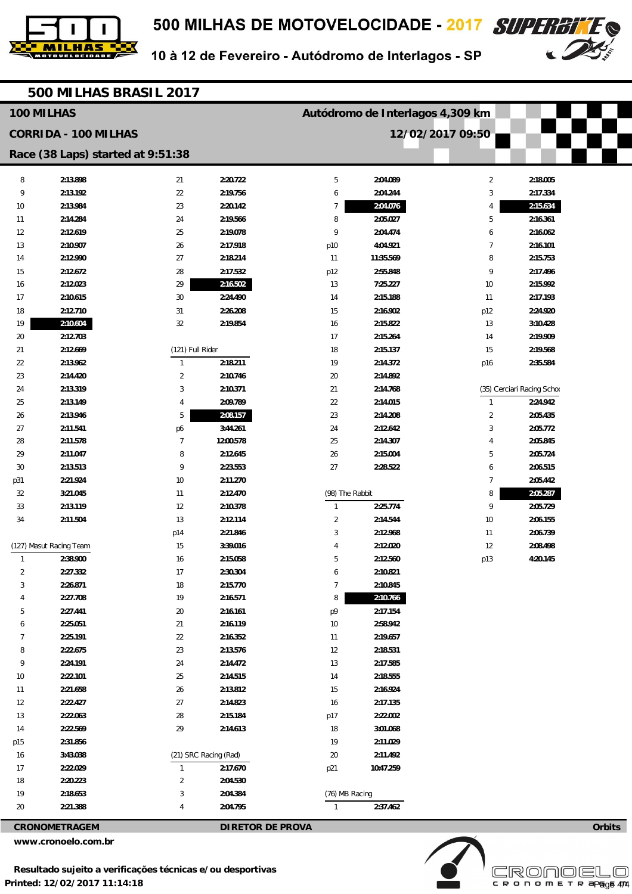# 500 MILHAS DE MOTOVELOCIDADE - 2017

10 à 12 de Fevereiro - Autódromo de Interlagos - SP

## 500 MILHAS BRASIL 2017

**100 MILHAS** — **Autódromo de Interlagos 4,309 km**

**CORRIDA - 100 MILHAS** — **12/02/2017 09:50**

**Race (38 Laps) started at 9:51:38**

| | |
|---|---|
| 8 | 2:13.898 |
| 9 | 2:13.192 |
| 10 | 2:13.984 |
| 11 | 2:14.284 |
| 12 | 2:12.619 |
| 13 | 2:10.907 |
| 14 | 2:12.990 |
| 15 | 2:12.672 |
| 16 | 2:12.023 |
| 17 | 2:10.615 |
| 18 | 2:12.710 |
| 19 | **2:10.604** |
| 20 | 2:12.703 |
| 21 | 2:12.669 |
| 22 | 2:13.962 |
| 23 | 2:14.420 |
| 24 | 2:13.319 |
| 25 | 2:13.149 |
| 26 | 2:13.946 |
| 27 | 2:11.541 |
| 28 | 2:11.578 |
| 29 | 2:11.047 |
| 30 | 2:13.513 |
| p31 | 2:21.924 |
| 32 | 3:21.045 |
| 33 | 2:13.119 |
| 34 | 2:11.504 |

(127) Masut Racing Team

| | |
|---|---|
| 1 | 2:38.900 |
| 2 | 2:27.332 |
| 3 | 2:26.871 |
| 4 | 2:27.708 |
| 5 | 2:27.441 |
| 6 | 2:25.051 |
| 7 | 2:25.191 |
| 8 | 2:22.675 |
| 9 | 2:24.191 |
| 10 | 2:22.101 |
| 11 | 2:21.658 |
| 12 | 2:22.427 |
| 13 | 2:22.063 |
| 14 | 2:22.569 |
| p15 | 2:31.856 |
| 16 | 3:43.038 |
| 17 | 2:22.029 |
| 18 | 2:20.223 |
| 19 | 2:18.653 |
| 20 | 2:21.388 |
| 21 | 2:20.722 |
| 22 | 2:19.756 |
| 23 | 2:20.142 |
| 24 | 2:19.566 |
| 25 | 2:19.078 |
| 26 | 2:17.918 |
| 27 | 2:18.214 |
| 28 | 2:17.532 |
| 29 | **2:16.502** |
| 30 | 2:24.490 |
| 31 | 2:26.208 |
| 32 | 2:19.854 |

(121) Full Rider

| | |
|---|---|
| 1 | 2:18.211 |
| 2 | 2:10.746 |
| 3 | 2:10.371 |
| 4 | 2:09.789 |
| 5 | **2:08.157** |
| p6 | 3:44.261 |
| 7 | 12:00.578 |
| 8 | 2:12.645 |
| 9 | 2:23.553 |
| 10 | 2:11.270 |
| 11 | 2:12.470 |
| 12 | 2:10.378 |
| 13 | 2:12.114 |
| p14 | 2:21.846 |
| 15 | 3:39.016 |
| 16 | 2:15.058 |
| 17 | 2:30.304 |
| 18 | 2:15.770 |
| 19 | 2:16.571 |
| 20 | 2:16.161 |
| 21 | 2:16.119 |
| 22 | 2:16.352 |
| 23 | 2:13.576 |
| 24 | 2:14.472 |
| 25 | 2:14.515 |
| 26 | 2:13.812 |
| 27 | 2:14.823 |
| 28 | 2:15.184 |
| 29 | 2:14.613 |

(21) SRC Racing (Rad)

| | |
|---|---|
| 1 | 2:17.670 |
| 2 | 2:04.530 |
| 3 | 2:04.384 |
| 4 | 2:04.795 |
| 5 | 2:04.089 |
| 6 | 2:04.244 |
| 7 | **2:04.076** |
| 8 | 2:05.027 |
| 9 | 2:04.474 |
| p10 | 4:04.921 |
| 11 | 11:35.569 |
| p12 | 2:55.848 |
| 13 | 7:25.227 |
| 14 | 2:15.188 |
| 15 | 2:16.902 |
| 16 | 2:15.822 |
| 17 | 2:15.264 |
| 18 | 2:15.137 |
| 19 | 2:14.372 |
| 20 | 2:14.892 |
| 21 | 2:14.768 |
| 22 | 2:14.015 |
| 23 | 2:14.208 |
| 24 | 2:12.642 |
| 25 | 2:14.307 |
| 26 | 2:15.004 |
| 27 | 2:28.522 |

(98) The Rabbit

| | |
|---|---|
| 1 | 2:25.774 |
| 2 | 2:14.544 |
| 3 | 2:12.968 |
| 4 | 2:12.020 |
| 5 | 2:12.560 |
| 6 | 2:10.821 |
| 7 | 2:10.845 |
| 8 | **2:10.766** |
| p9 | 2:17.154 |
| 10 | 2:58.942 |
| 11 | 2:19.657 |
| 12 | 2:18.531 |
| 13 | 2:17.585 |
| 14 | 2:18.555 |
| 15 | 2:16.924 |
| 16 | 2:17.135 |
| p17 | 2:22.002 |
| 18 | 3:01.068 |
| 19 | 2:11.029 |
| 20 | 2:11.492 |
| p21 | 10:47.259 |

(76) MB Racing

| | |
|---|---|
| 1 | 2:37.462 |
| 2 | 2:18.005 |
| 3 | 2:17.334 |
| 4 | **2:15.634** |
| 5 | 2:16.361 |
| 6 | 2:16.062 |
| 7 | 2:16.101 |
| 8 | 2:15.753 |
| 9 | 2:17.496 |
| 10 | 2:15.992 |
| 11 | 2:17.193 |
| p12 | 2:24.920 |
| 13 | 3:10.428 |
| 14 | 2:19.909 |
| 15 | 2:19.568 |
| p16 | 2:35.584 |

(35) Cerciari Racing Schoo

| | |
|---|---|
| 1 | 2:24.942 |
| 2 | 2:05.435 |
| 3 | 2:05.772 |
| 4 | 2:05.845 |
| 5 | 2:05.724 |
| 6 | 2:06.515 |
| 7 | 2:05.442 |
| 8 | **2:05.287** |
| 9 | 2:05.729 |
| 10 | 2:06.155 |
| 11 | 2:06.739 |
| 12 | 2:08.498 |
| p13 | 4:20.145 |

**CRONOMETRAGEM** — **DIRETOR DE PROVA** — **Orbits**

**www.cronoelo.com.br**

**Resultado sujeito a verificações técnicas e/ou desportivas**

**Printed: 12/02/2017 11:14:18**